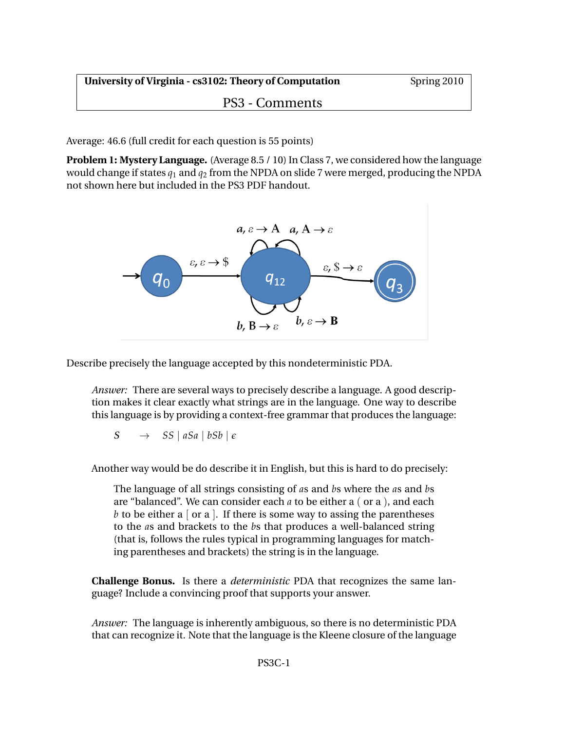**University of Virginia - cs3102: Theory of Computation** Spring 2010

# PS3 - Comments

Average: 46.6 (full credit for each question is 55 points)

**Problem 1: Mystery Language.** (Average 8.5 / 10) In Class 7, we considered how the language would change if states $q_1$ and $q_2$ from the NPDA on slide 7 were merged, producing the NPDA not shown here but included in the PS3 PDF handout.

Describe precisely the language accepted by this nondeterministic PDA.

> *Answer:* There are several ways to precisely describe a language. A good description makes it clear exactly what strings are in the language. One way to describe this language is by providing a context-free grammar that produces the language:
>
> $$S \rightarrow SS \mid aSa \mid bSb \mid \epsilon$$
>
> Another way would be do describe it in English, but this is hard to do precisely:
>
> > The language of all strings consisting of $a$s and $b$s where the $a$s and $b$s are "balanced". We can consider each $a$ to be either a ( or a ), and each $b$ to be either a [ or a ]. If there is some way to assing the parentheses to the $a$s and brackets to the $b$s that produces a well-balanced string (that is, follows the rules typical in programming languages for matching parentheses and brackets) the string is in the language.

**Challenge Bonus.** Is there a *deterministic* PDA that recognizes the same language? Include a convincing proof that supports your answer.

> *Answer:* The language is inherently ambiguous, so there is no deterministic PDA that can recognize it. Note that the language is the Kleene closure of the language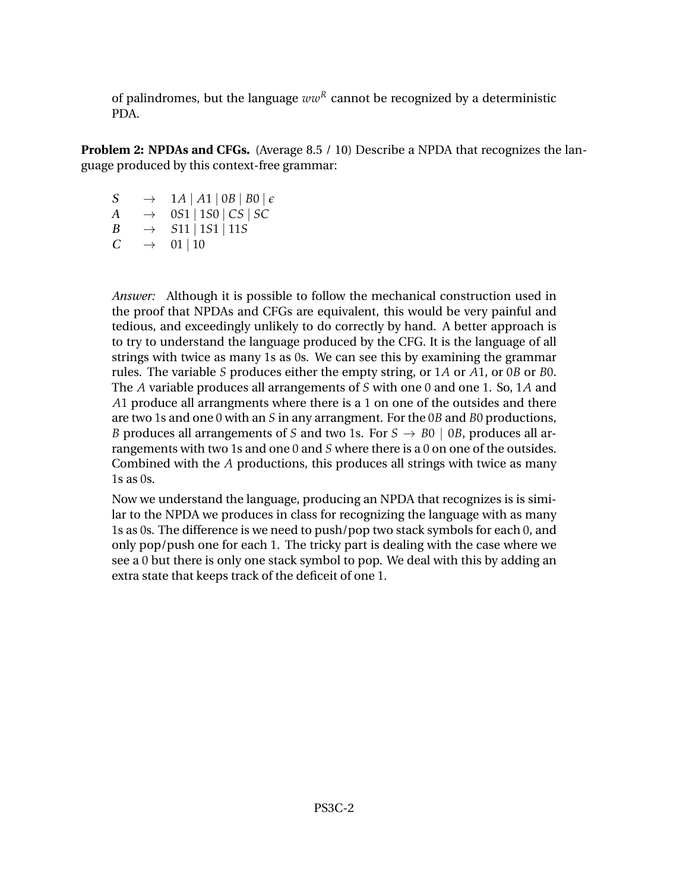of palindromes, but the language $ww^R$ cannot be recognized by a deterministic PDA.

**Problem 2: NPDAs and CFGs.** (Average 8.5 / 10) Describe a NPDA that recognizes the language produced by this context-free grammar:

$$
\begin{array}{lcl}
S & \rightarrow & 1A \mid A1 \mid 0B \mid B0 \mid \epsilon \\
A & \rightarrow & 0S1 \mid 1S0 \mid CS \mid SC \\
B & \rightarrow & S11 \mid 1S1 \mid 11S \\
C & \rightarrow & 01 \mid 10
\end{array}
$$

*Answer:* Although it is possible to follow the mechanical construction used in the proof that NPDAs and CFGs are equivalent, this would be very painful and tedious, and exceedingly unlikely to do correctly by hand. A better approach is to try to understand the language produced by the CFG. It is the language of all strings with twice as many 1s as 0s. We can see this by examining the grammar rules. The variable $S$ produces either the empty string, or $1A$ or $A1$, or $0B$ or $B0$. The $A$ variable produces all arrangements of $S$ with one 0 and one 1. So, $1A$ and $A1$ produce all arrangments where there is a 1 on one of the outsides and there are two 1s and one 0 with an $S$ in any arrangment. For the $0B$ and $B0$ productions, $B$ produces all arrangements of $S$ and two 1s. For $S \rightarrow B0 \mid 0B$, produces all arrangements with two 1s and one 0 and $S$ where there is a 0 on one of the outsides. Combined with the $A$ productions, this produces all strings with twice as many 1s as 0s.

Now we understand the language, producing an NPDA that recognizes is is similar to the NPDA we produces in class for recognizing the language with as many 1s as 0s. The difference is we need to push/pop two stack symbols for each 0, and only pop/push one for each 1. The tricky part is dealing with the case where we see a 0 but there is only one stack symbol to pop. We deal with this by adding an extra state that keeps track of the deficeit of one 1.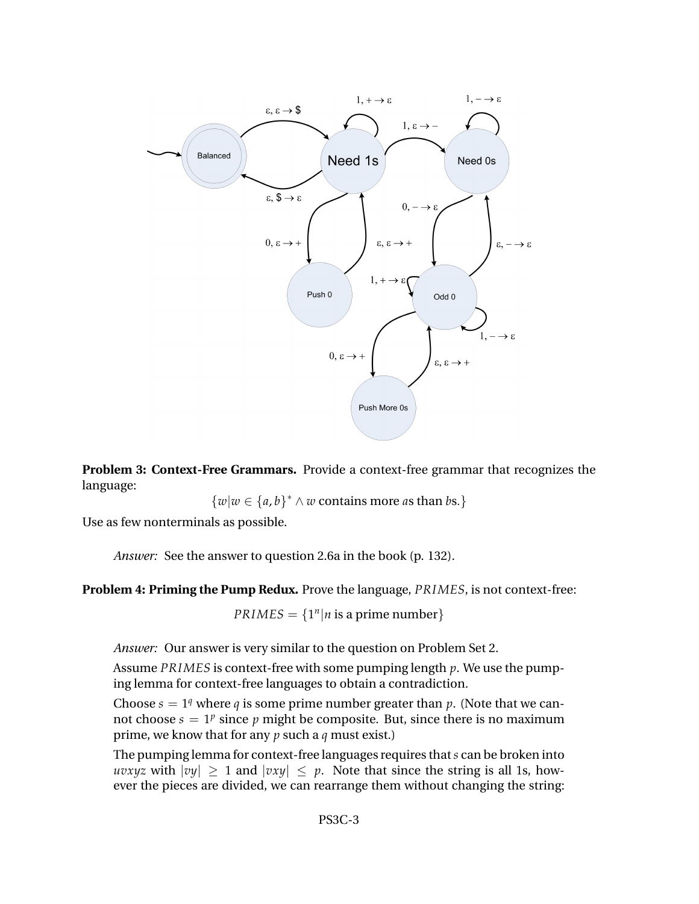**Problem 3: Context-Free Grammars.** Provide a context-free grammar that recognizes the language:

$$\{w | w \in \{a, b\}^* \wedge w \text{ contains more } a\text{s than } b\text{s.}\}$$

Use as few nonterminals as possible.

> *Answer:* See the answer to question 2.6a in the book (p. 132).

**Problem 4: Priming the Pump Redux.** Prove the language, $PRIMES$, is not context-free:

$$PRIMES = \{1^n | n \text{ is a prime number}\}$$

> *Answer:* Our answer is very similar to the question on Problem Set 2.
>
> Assume $PRIMES$ is context-free with some pumping length $p$. We use the pumping lemma for context-free languages to obtain a contradiction.
>
> Choose $s = 1^q$ where $q$ is some prime number greater than $p$. (Note that we cannot choose $s = 1^p$ since $p$ might be composite. But, since there is no maximum prime, we know that for any $p$ such a $q$ must exist.)
>
> The pumping lemma for context-free languages requires that $s$ can be broken into $uvxyz$ with $|vy| \geq 1$ and $|vxy| \leq p$. Note that since the string is all 1s, however the pieces are divided, we can rearrange them without changing the string: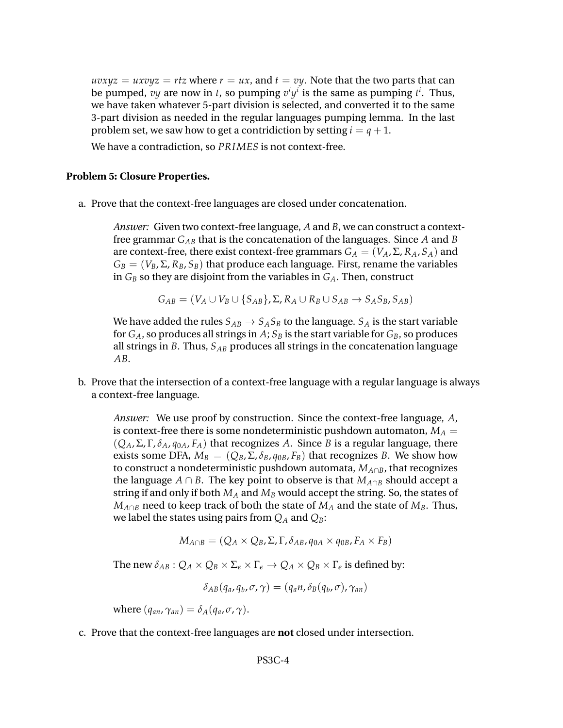$uvxyz = uxvyz = rtz$ where $r = ux$, and $t = vy$. Note that the two parts that can be pumped, $vy$ are now in $t$, so pumping $v^i y^i$ is the same as pumping $t^i$. Thus, we have taken whatever 5-part division is selected, and converted it to the same 3-part division as needed in the regular languages pumping lemma. In the last problem set, we saw how to get a contridiction by setting $i = q + 1$.

We have a contradiction, so $PRIMES$ is not context-free.

**Problem 5: Closure Properties.**

a. Prove that the context-free languages are closed under concatenation.

> *Answer:* Given two context-free language, $A$ and $B$, we can construct a context-free grammar $G_{AB}$ that is the concatenation of the languages. Since $A$ and $B$ are context-free, there exist context-free grammars $G_A = (V_A, \Sigma, R_A, S_A)$ and $G_B = (V_B, \Sigma, R_B, S_B)$ that produce each language. First, rename the variables in $G_B$ so they are disjoint from the variables in $G_A$. Then, construct
>
> $$G_{AB} = (V_A \cup V_B \cup \{S_{AB}\}, \Sigma, R_A \cup R_B \cup S_{AB} \rightarrow S_A S_B, S_{AB})$$
>
> We have added the rules $S_{AB} \rightarrow S_A S_B$ to the language. $S_A$ is the start variable for $G_A$, so produces all strings in $A$; $S_B$ is the start variable for $G_B$, so produces all strings in $B$. Thus, $S_{AB}$ produces all strings in the concatenation language $AB$.

b. Prove that the intersection of a context-free language with a regular language is always a context-free language.

> *Answer:* We use proof by construction. Since the context-free language, $A$, is context-free there is some nondeterministic pushdown automaton, $M_A = (Q_A, \Sigma, \Gamma, \delta_A, q_{0A}, F_A)$ that recognizes $A$. Since $B$ is a regular language, there exists some DFA, $M_B = (Q_B, \Sigma, \delta_B, q_{0B}, F_B)$ that recognizes $B$. We show how to construct a nondeterministic pushdown automata, $M_{A \cap B}$, that recognizes the language $A \cap B$. The key point to observe is that $M_{A \cap B}$ should accept a string if and only if both $M_A$ and $M_B$ would accept the string. So, the states of $M_{A \cap B}$ need to keep track of both the state of $M_A$ and the state of $M_B$. Thus, we label the states using pairs from $Q_A$ and $Q_B$:
>
> $$M_{A \cap B} = (Q_A \times Q_B, \Sigma, \Gamma, \delta_{AB}, q_{0A} \times q_{0B}, F_A \times F_B)$$
>
> The new $\delta_{AB} : Q_A \times Q_B \times \Sigma_\epsilon \times \Gamma_\epsilon \rightarrow Q_A \times Q_B \times \Gamma_\epsilon$ is defined by:
>
> $$\delta_{AB}(q_a, q_b, \sigma, \gamma) = (q_a n, \delta_B(q_b, \sigma), \gamma_{an})$$
>
> where $(q_{an}, \gamma_{an}) = \delta_A(q_a, \sigma, \gamma)$.

c. Prove that the context-free languages are **not** closed under intersection.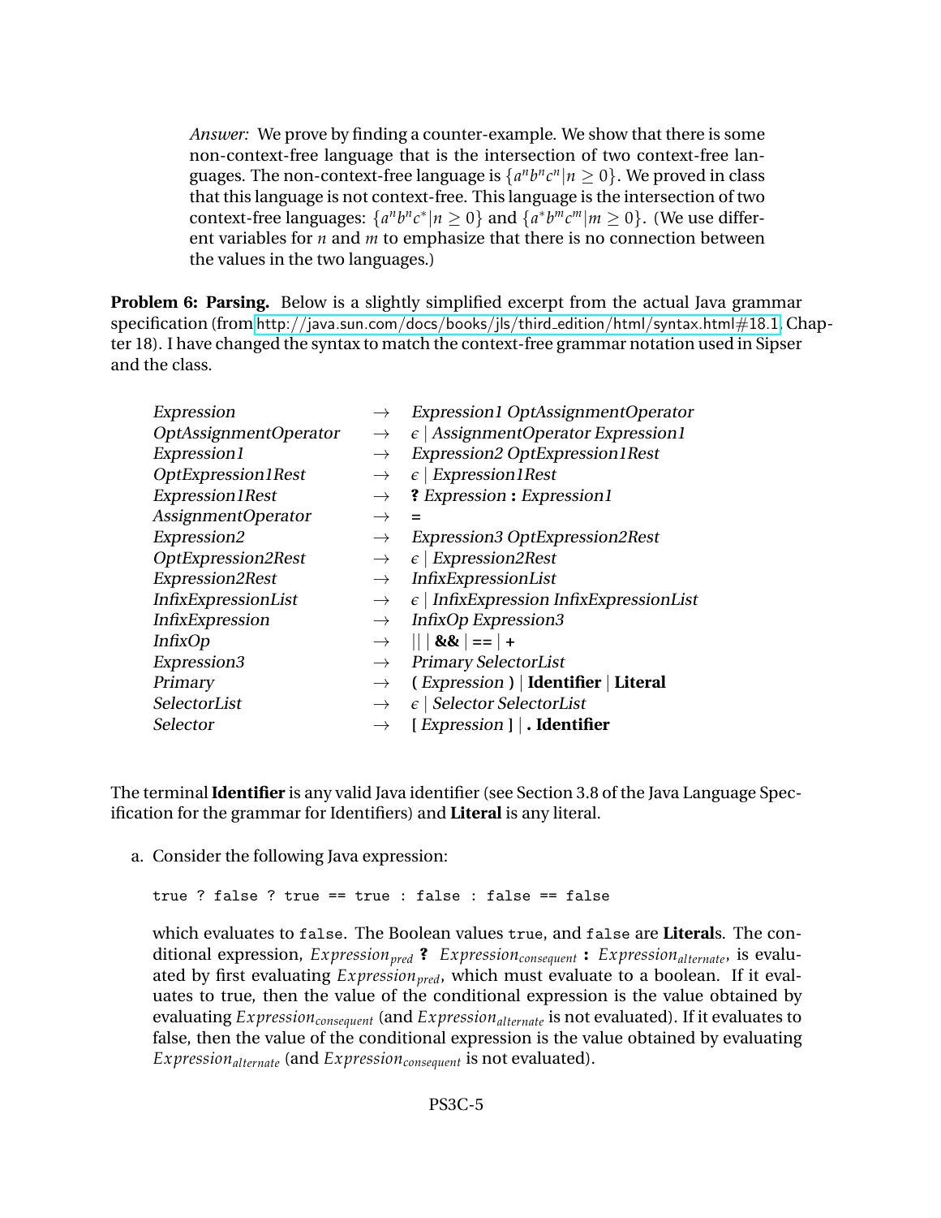*Answer:* We prove by finding a counter-example. We show that there is some non-context-free language that is the intersection of two context-free languages. The non-context-free language is $\{a^n b^n c^n | n \geq 0\}$. We proved in class that this language is not context-free. This language is the intersection of two context-free languages: $\{a^n b^n c^* | n \geq 0\}$ and $\{a^* b^m c^m | m \geq 0\}$. (We use different variables for $n$ and $m$ to emphasize that there is no connection between the values in the two languages.)

**Problem 6: Parsing.** Below is a slightly simplified excerpt from the actual Java grammar specification (from http://java.sun.com/docs/books/jls/third_edition/html/syntax.html#18.1, Chapter 18). I have changed the syntax to match the context-free grammar notation used in Sipser and the class.

| | | |
|---|---|---|
| *Expression* | $\rightarrow$ | *Expression1 OptAssignmentOperator* |
| *OptAssignmentOperator* | $\rightarrow$ | $\epsilon$ \| *AssignmentOperator Expression1* |
| *Expression1* | $\rightarrow$ | *Expression2 OptExpression1Rest* |
| *OptExpression1Rest* | $\rightarrow$ | $\epsilon$ \| *Expression1Rest* |
| *Expression1Rest* | $\rightarrow$ | **?** *Expression* **:** *Expression1* |
| *AssignmentOperator* | $\rightarrow$ | **=** |
| *Expression2* | $\rightarrow$ | *Expression3 OptExpression2Rest* |
| *OptExpression2Rest* | $\rightarrow$ | $\epsilon$ \| *Expression2Rest* |
| *Expression2Rest* | $\rightarrow$ | *InfixExpressionList* |
| *InfixExpressionList* | $\rightarrow$ | $\epsilon$ \| *InfixExpression InfixExpressionList* |
| *InfixExpression* | $\rightarrow$ | *InfixOp Expression3* |
| *InfixOp* | $\rightarrow$ | **\|\|** \| **&&** \| **==** \| **+** |
| *Expression3* | $\rightarrow$ | *Primary SelectorList* |
| *Primary* | $\rightarrow$ | **(** *Expression* **)** \| **Identifier** \| **Literal** |
| *SelectorList* | $\rightarrow$ | $\epsilon$ \| *Selector SelectorList* |
| *Selector* | $\rightarrow$ | **[** *Expression* **]** \| **. Identifier** |

The terminal **Identifier** is any valid Java identifier (see Section 3.8 of the Java Language Specification for the grammar for Identifiers) and **Literal** is any literal.

a. Consider the following Java expression:

```
true ? false ? true == true : false : false == false
```

which evaluates to `false`. The Boolean values `true`, and `false` are **Literal**s. The conditional expression, $Expression_{pred}$ **?** $Expression_{consequent}$ **:** $Expression_{alternate}$, is evaluated by first evaluating $Expression_{pred}$, which must evaluate to a boolean. If it evaluates to true, then the value of the conditional expression is the value obtained by evaluating $Expression_{consequent}$ (and $Expression_{alternate}$ is not evaluated). If it evaluates to false, then the value of the conditional expression is the value obtained by evaluating $Expression_{alternate}$ (and $Expression_{consequent}$ is not evaluated).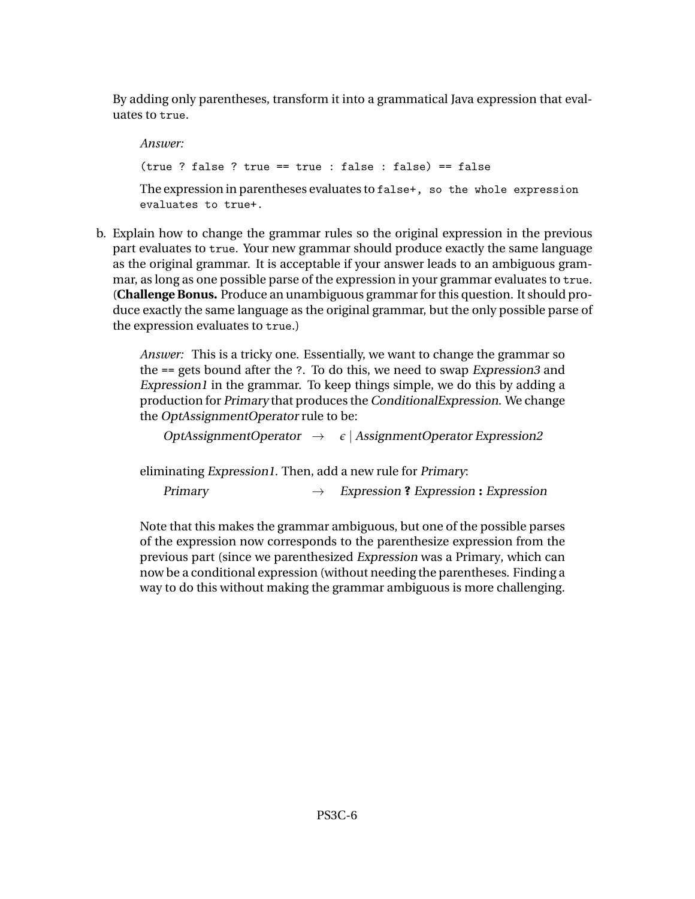By adding only parentheses, transform it into a grammatical Java expression that evaluates to `true`.

> *Answer:*
>
> ```
> (true ? false ? true == true : false : false) == false
> ```
>
> The expression in parentheses evaluates to `false+, so the whole expression evaluates to true+.`

b. Explain how to change the grammar rules so the original expression in the previous part evaluates to `true`. Your new grammar should produce exactly the same language as the original grammar. It is acceptable if your answer leads to an ambiguous grammar, as long as one possible parse of the expression in your grammar evaluates to `true`. (**Challenge Bonus.** Produce an unambiguous grammar for this question. It should produce exactly the same language as the original grammar, but the only possible parse of the expression evaluates to `true`.)

> *Answer:* This is a tricky one. Essentially, we want to change the grammar so the == gets bound after the `?`. To do this, we need to swap *Expression3* and *Expression1* in the grammar. To keep things simple, we do this by adding a production for *Primary* that produces the *ConditionalExpression*. We change the *OptAssignmentOperator* rule to be:
>
> *OptAssignmentOperator* $\rightarrow$ $\epsilon$ | *AssignmentOperator Expression2*
>
> eliminating *Expression1*. Then, add a new rule for *Primary*:
>
> *Primary* $\rightarrow$ *Expression* **?** *Expression* **:** *Expression*
>
> Note that this makes the grammar ambiguous, but one of the possible parses of the expression now corresponds to the parenthesize expression from the previous part (since we parenthesized *Expression* was a Primary, which can now be a conditional expression (without needing the parentheses. Finding a way to do this without making the grammar ambiguous is more challenging.